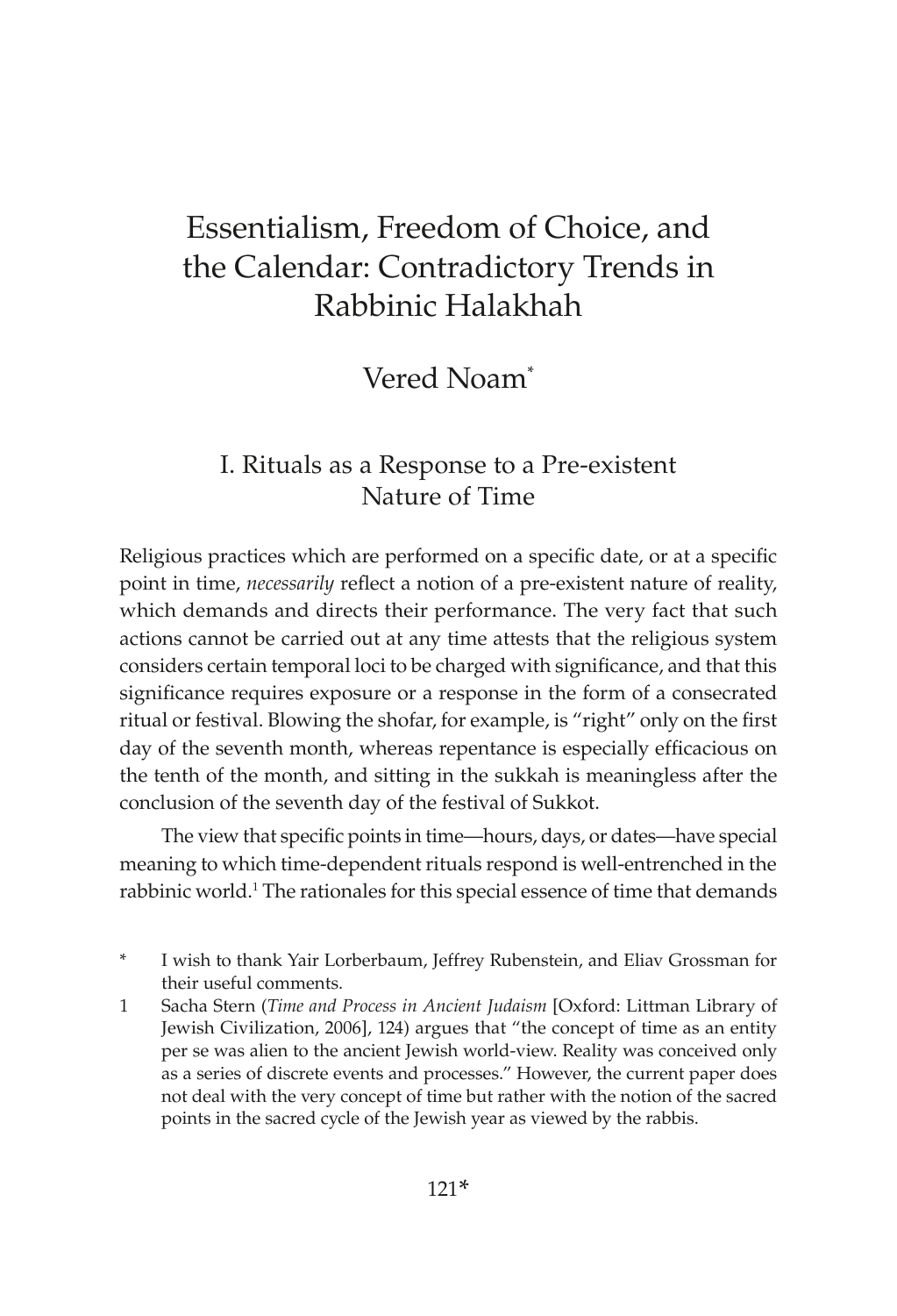# Essentialism, Freedom of Choice, and the Calendar: Contradictory Trends in Rabbinic Halakhah

Vered Noam*

## I. Rituals as a Response to a Pre-existent Nature of Time

Religious practices which are performed on a specific date, or at a specific point in time, *necessarily* reflect a notion of a pre-existent nature of reality, which demands and directs their performance. The very fact that such actions cannot be carried out at any time attests that the religious system considers certain temporal loci to be charged with significance, and that this significance requires exposure or a response in the form of a consecrated ritual or festival. Blowing the shofar, for example, is "right" only on the first day of the seventh month, whereas repentance is especially efficacious on the tenth of the month, and sitting in the sukkah is meaningless after the conclusion of the seventh day of the festival of Sukkot.

The view that specific points in time—hours, days, or dates—have special meaning to which time-dependent rituals respond is well-entrenched in the rabbinic world.[1] The rationales for this special essence of time that demands

---

\* I wish to thank Yair Lorberbaum, Jeffrey Rubenstein, and Eliav Grossman for their useful comments.

1 Sacha Stern (*Time and Process in Ancient Judaism* [Oxford: Littman Library of Jewish Civilization, 2006], 124) argues that "the concept of time as an entity per se was alien to the ancient Jewish world-view. Reality was conceived only as a series of discrete events and processes." However, the current paper does not deal with the very concept of time but rather with the notion of the sacred points in the sacred cycle of the Jewish year as viewed by the rabbis.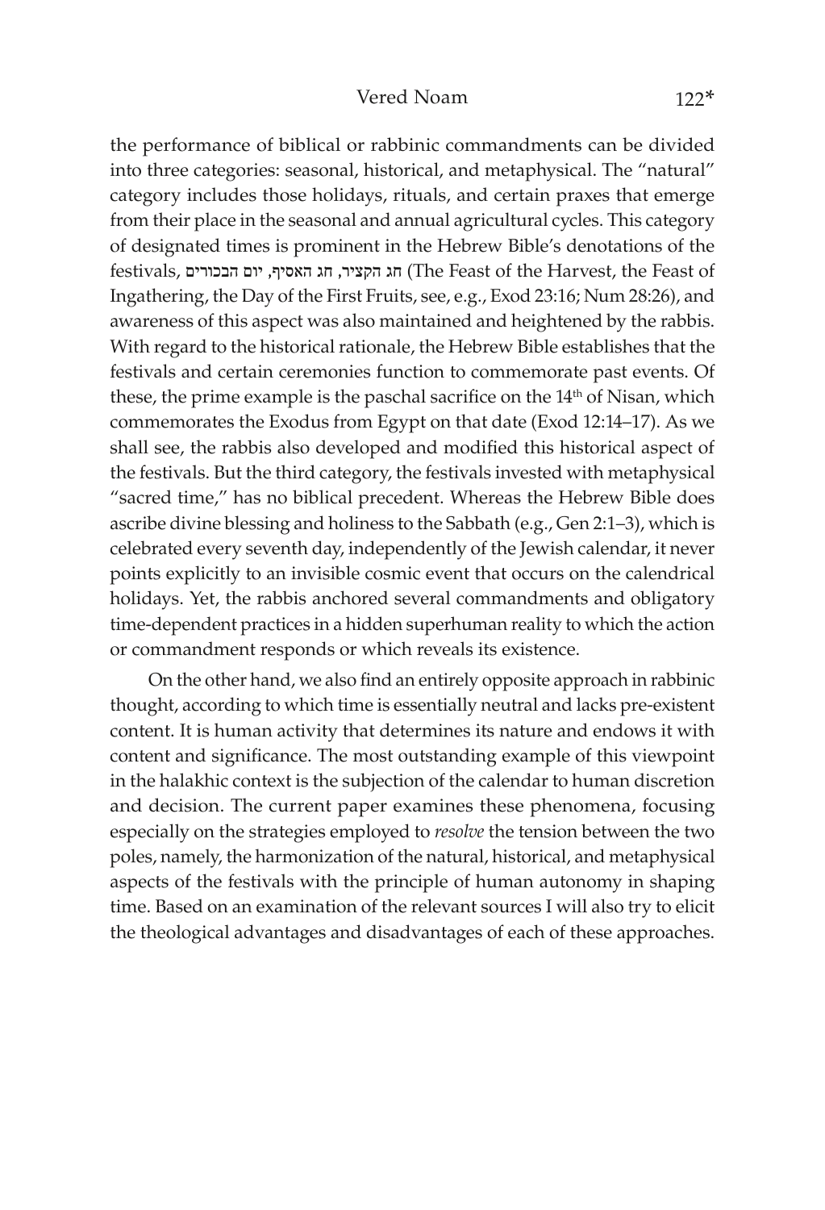the performance of biblical or rabbinic commandments can be divided into three categories: seasonal, historical, and metaphysical. The "natural" category includes those holidays, rituals, and certain praxes that emerge from their place in the seasonal and annual agricultural cycles. This category of designated times is prominent in the Hebrew Bible's denotations of the festivals, חג הקציר, חג האסיף, יום הבכורים (The Feast of the Harvest, the Feast of Ingathering, the Day of the First Fruits, see, e.g., Exod 23:16; Num 28:26), and awareness of this aspect was also maintained and heightened by the rabbis. With regard to the historical rationale, the Hebrew Bible establishes that the festivals and certain ceremonies function to commemorate past events. Of these, the prime example is the paschal sacrifice on the 14th of Nisan, which commemorates the Exodus from Egypt on that date (Exod 12:14–17). As we shall see, the rabbis also developed and modified this historical aspect of the festivals. But the third category, the festivals invested with metaphysical "sacred time," has no biblical precedent. Whereas the Hebrew Bible does ascribe divine blessing and holiness to the Sabbath (e.g., Gen 2:1–3), which is celebrated every seventh day, independently of the Jewish calendar, it never points explicitly to an invisible cosmic event that occurs on the calendrical holidays. Yet, the rabbis anchored several commandments and obligatory time-dependent practices in a hidden superhuman reality to which the action or commandment responds or which reveals its existence.

On the other hand, we also find an entirely opposite approach in rabbinic thought, according to which time is essentially neutral and lacks pre-existent content. It is human activity that determines its nature and endows it with content and significance. The most outstanding example of this viewpoint in the halakhic context is the subjection of the calendar to human discretion and decision. The current paper examines these phenomena, focusing especially on the strategies employed to *resolve* the tension between the two poles, namely, the harmonization of the natural, historical, and metaphysical aspects of the festivals with the principle of human autonomy in shaping time. Based on an examination of the relevant sources I will also try to elicit the theological advantages and disadvantages of each of these approaches.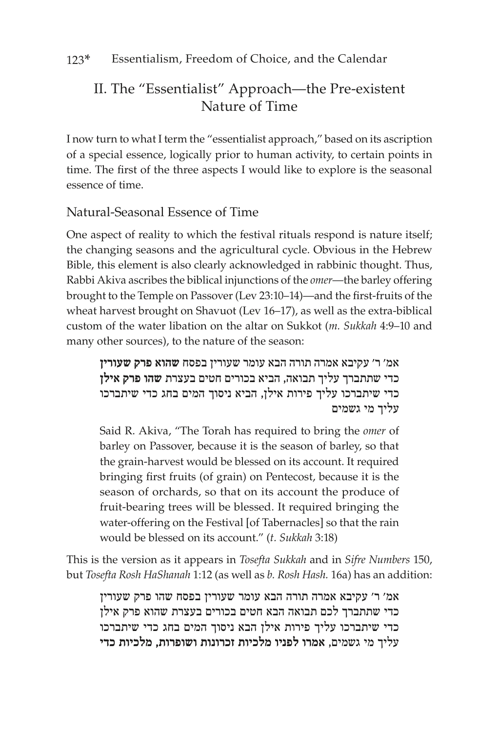## II. The "Essentialist" Approach—the Pre-existent Nature of Time

I now turn to what I term the "essentialist approach," based on its ascription of a special essence, logically prior to human activity, to certain points in time. The first of the three aspects I would like to explore is the seasonal essence of time.

### Natural-Seasonal Essence of Time

One aspect of reality to which the festival rituals respond is nature itself; the changing seasons and the agricultural cycle. Obvious in the Hebrew Bible, this element is also clearly acknowledged in rabbinic thought. Thus, Rabbi Akiva ascribes the biblical injunctions of the *omer*—the barley offering brought to the Temple on Passover (Lev 23:10–14)—and the first-fruits of the wheat harvest brought on Shavuot (Lev 16–17), as well as the extra-biblical custom of the water libation on the altar on Sukkot (*m. Sukkah* 4:9–10 and many other sources), to the nature of the season:

> **אמ׳ ר׳ עקיבא** אמרה תורה הבא עומר שעורין בפסח **שהוא פרק שעורין** כדי שתתברך עליך תבואה, הביא בכורים חטים בעצרת **שהו פרק אילן** כדי שיתברכו עליך פירות אילן, הביא ניסוך המים בחג כדי שיתברכו עליך מי גשמים
>
> Said R. Akiva, "The Torah has required to bring the *omer* of barley on Passover, because it is the season of barley, so that the grain-harvest would be blessed on its account. It required bringing first fruits (of grain) on Pentecost, because it is the season of orchards, so that on its account the produce of fruit-bearing trees will be blessed. It required bringing the water-offering on the Festival [of Tabernacles] so that the rain would be blessed on its account." (*t. Sukkah* 3:18)

This is the version as it appears in *Tosefta Sukkah* and in *Sifre Numbers* 150, but *Tosefta Rosh HaShanah* 1:12 (as well as *b. Rosh Hash.* 16a) has an addition:

> אמ׳ ר׳ עקיבא אמרה תורה הבא עומר שעורין בפסח שהו פרק שעורין כדי שתתברך לכם תבואה הבא חטים בכורים בעצרת שהוא פרק אילן כדי שיתברכו עליך פירות אילן הבא ניסוך המים בחג כדי שיתברכו עליך מי גשמים, **אמרו לפניו מלכיות זכרונות ושופרות, מלכיות כדי**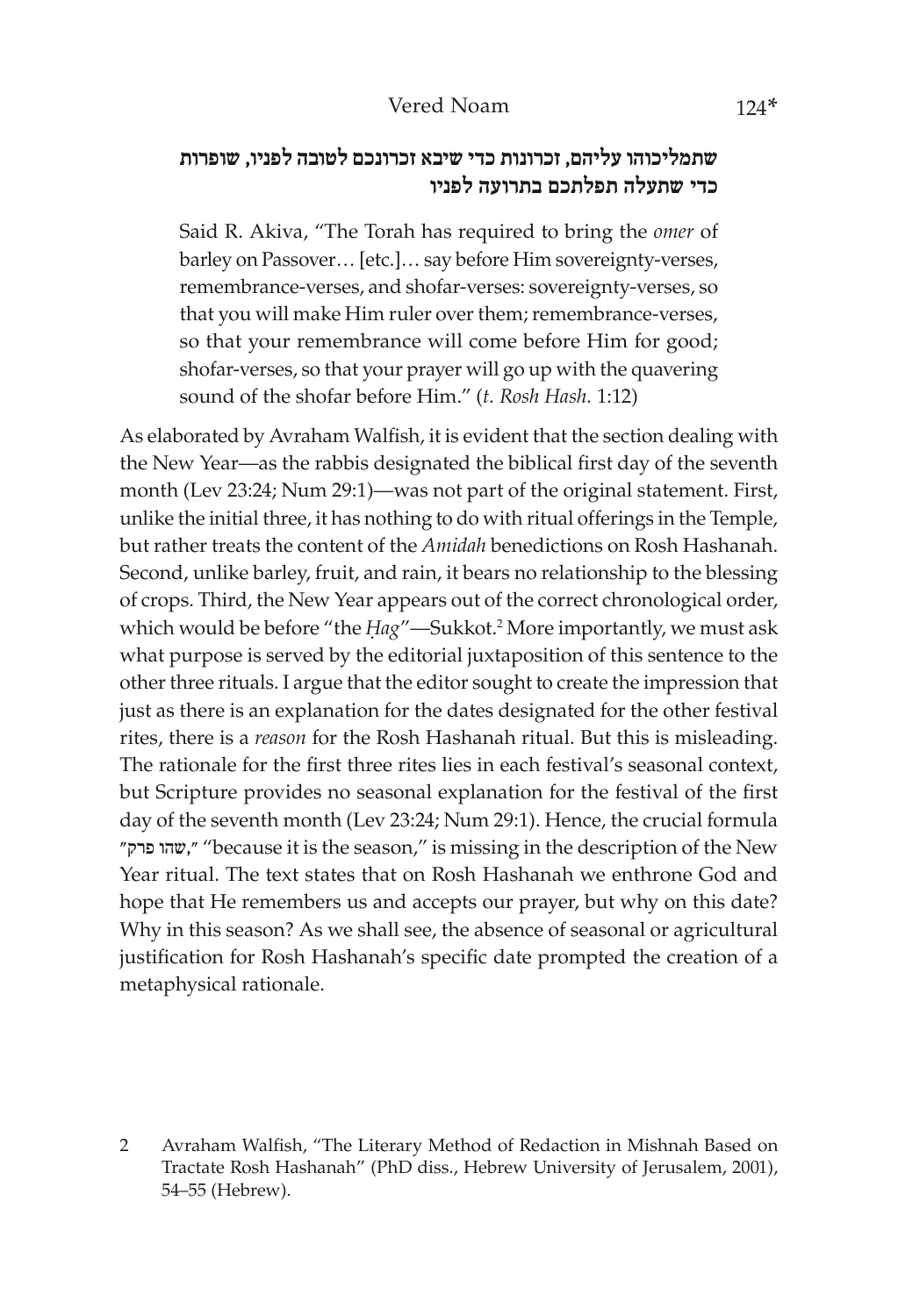**שתמליכוהו עליהם, זכרונות כדי שיבא זכרונכם לטובה לפניו, שופרות כדי שתעלה תפלתכם בתרועה לפניו**

> Said R. Akiva, "The Torah has required to bring the *omer* of barley on Passover… [etc.]… say before Him sovereignty-verses, remembrance-verses, and shofar-verses: sovereignty-verses, so that you will make Him ruler over them; remembrance-verses, so that your remembrance will come before Him for good; shofar-verses, so that your prayer will go up with the quavering sound of the shofar before Him." (*t. Rosh Hash.* 1:12)

As elaborated by Avraham Walfish, it is evident that the section dealing with the New Year—as the rabbis designated the biblical first day of the seventh month (Lev 23:24; Num 29:1)—was not part of the original statement. First, unlike the initial three, it has nothing to do with ritual offerings in the Temple, but rather treats the content of the *Amidah* benedictions on Rosh Hashanah. Second, unlike barley, fruit, and rain, it bears no relationship to the blessing of crops. Third, the New Year appears out of the correct chronological order, which would be before "the *Ḥag*"—Sukkot.[2] More importantly, we must ask what purpose is served by the editorial juxtaposition of this sentence to the other three rituals. I argue that the editor sought to create the impression that just as there is an explanation for the dates designated for the other festival rites, there is a *reason* for the Rosh Hashanah ritual. But this is misleading. The rationale for the first three rites lies in each festival's seasonal context, but Scripture provides no seasonal explanation for the festival of the first day of the seventh month (Lev 23:24; Num 29:1). Hence, the crucial formula "שהו פרק," "because it is the season," is missing in the description of the New Year ritual. The text states that on Rosh Hashanah we enthrone God and hope that He remembers us and accepts our prayer, but why on this date? Why in this season? As we shall see, the absence of seasonal or agricultural justification for Rosh Hashanah's specific date prompted the creation of a metaphysical rationale.

2 Avraham Walfish, "The Literary Method of Redaction in Mishnah Based on Tractate Rosh Hashanah" (PhD diss., Hebrew University of Jerusalem, 2001), 54–55 (Hebrew).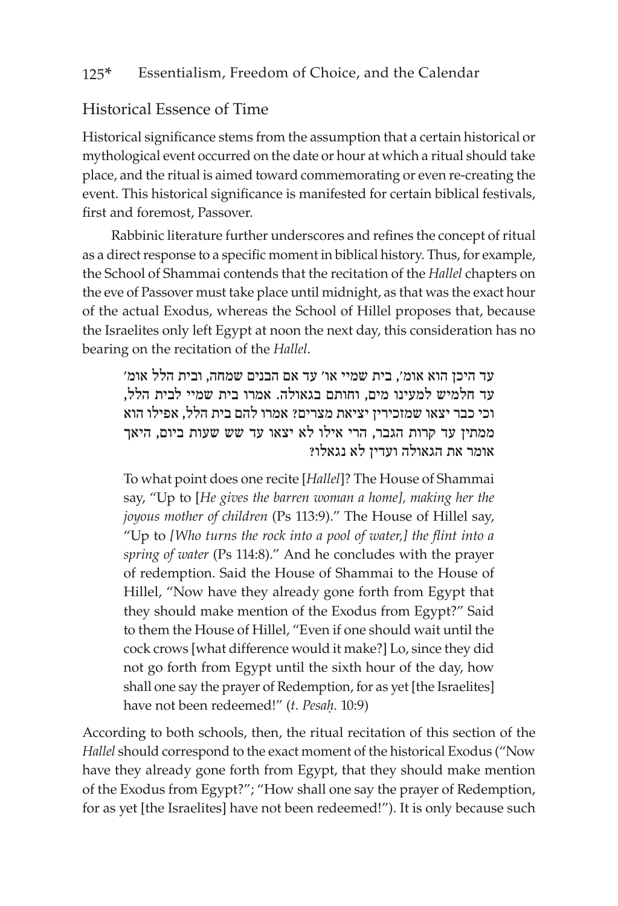## Historical Essence of Time

Historical significance stems from the assumption that a certain historical or mythological event occurred on the date or hour at which a ritual should take place, and the ritual is aimed toward commemorating or even re-creating the event. This historical significance is manifested for certain biblical festivals, first and foremost, Passover.

Rabbinic literature further underscores and refines the concept of ritual as a direct response to a specific moment in biblical history. Thus, for example, the School of Shammai contends that the recitation of the *Hallel* chapters on the eve of Passover must take place until midnight, as that was the exact hour of the actual Exodus, whereas the School of Hillel proposes that, because the Israelites only left Egypt at noon the next day, this consideration has no bearing on the recitation of the *Hallel*.

> עד היכן הוא אומ', בית שמיי או' עד אם הבנים שמחה, ובית הלל אומ' עד חלמיש למעינו מים, וחותם בגאולה. אמרו בית שמיי לבית הלל, וכי כבר יצאו שמזכירין יציאת מצרים? אמרו להם בית הלל, אפילו הוא ממתין עד קרות הגבר, הרי אילו לא יצאו עד שש שעות ביום, היאך אומר את הגאולה ועדין לא נגאלו?
>
> To what point does one recite [*Hallel*]? The House of Shammai say, "Up to [*He gives the barren woman a home], making her the joyous mother of children* (Ps 113:9)." The House of Hillel say, "Up to *[Who turns the rock into a pool of water,] the flint into a spring of water* (Ps 114:8)." And he concludes with the prayer of redemption. Said the House of Shammai to the House of Hillel, "Now have they already gone forth from Egypt that they should make mention of the Exodus from Egypt?" Said to them the House of Hillel, "Even if one should wait until the cock crows [what difference would it make?] Lo, since they did not go forth from Egypt until the sixth hour of the day, how shall one say the prayer of Redemption, for as yet [the Israelites] have not been redeemed!" (*t. Pesaḥ.* 10:9)

According to both schools, then, the ritual recitation of this section of the *Hallel* should correspond to the exact moment of the historical Exodus ("Now have they already gone forth from Egypt, that they should make mention of the Exodus from Egypt?"; "How shall one say the prayer of Redemption, for as yet [the Israelites] have not been redeemed!"). It is only because such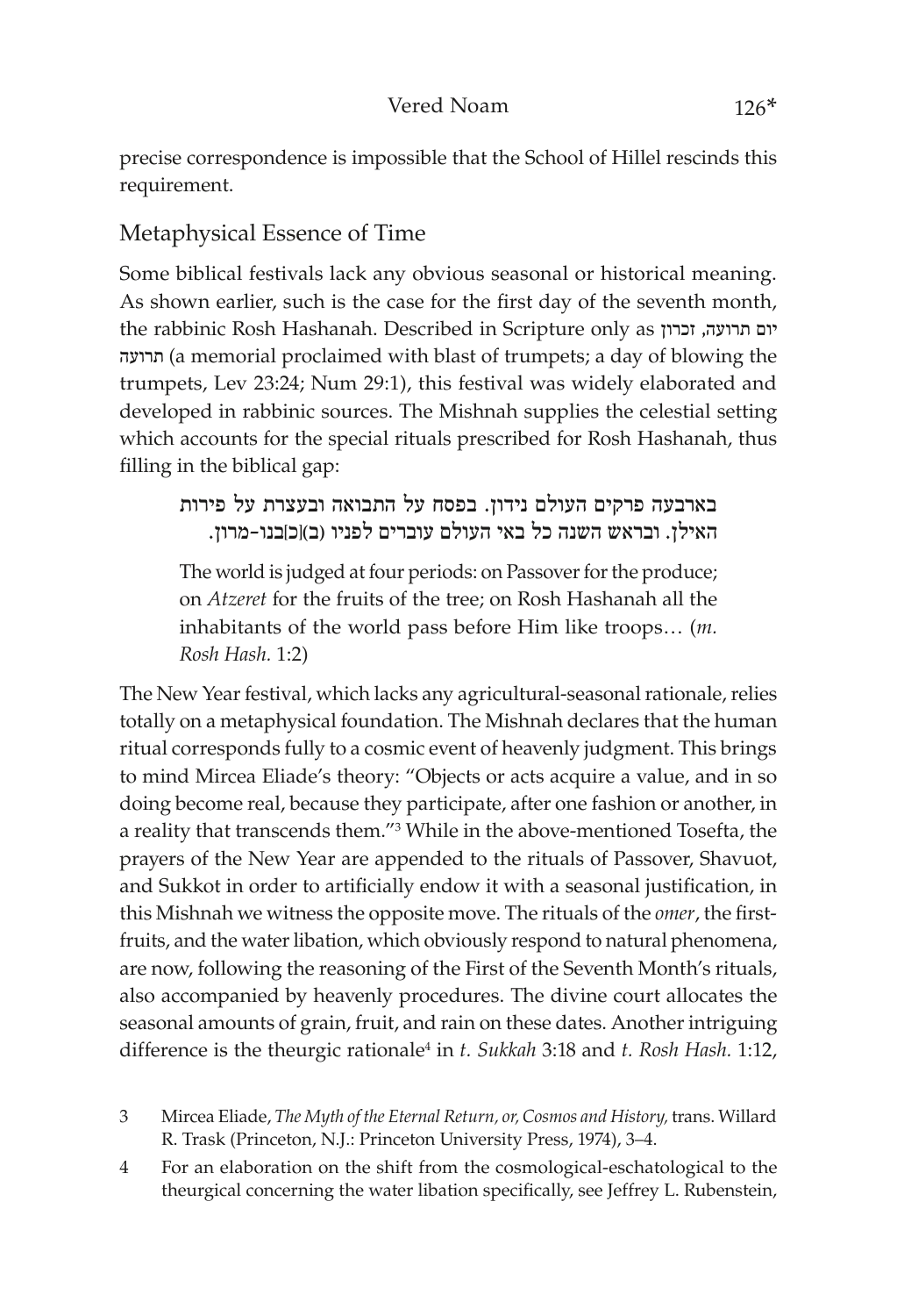precise correspondence is impossible that the School of Hillel rescinds this requirement.

## Metaphysical Essence of Time

Some biblical festivals lack any obvious seasonal or historical meaning. As shown earlier, such is the case for the first day of the seventh month, the rabbinic Rosh Hashanah. Described in Scripture only as זכרון תרועה, יום תרועה (a memorial proclaimed with blast of trumpets; a day of blowing the trumpets, Lev 23:24; Num 29:1), this festival was widely elaborated and developed in rabbinic sources. The Mishnah supplies the celestial setting which accounts for the special rituals prescribed for Rosh Hashanah, thus filling in the biblical gap:

> בארבעה פרקים העולם נידון. בפסח על התבואה ובעצרת על פירות האילן. ובראש השנה כל באי העולם עוברים לפניו (ב)[כ]בנו-מרון.
>
> The world is judged at four periods: on Passover for the produce; on *Atzeret* for the fruits of the tree; on Rosh Hashanah all the inhabitants of the world pass before Him like troops… (*m. Rosh Hash.* 1:2)

The New Year festival, which lacks any agricultural-seasonal rationale, relies totally on a metaphysical foundation. The Mishnah declares that the human ritual corresponds fully to a cosmic event of heavenly judgment. This brings to mind Mircea Eliade's theory: "Objects or acts acquire a value, and in so doing become real, because they participate, after one fashion or another, in a reality that transcends them."[3] While in the above-mentioned Tosefta, the prayers of the New Year are appended to the rituals of Passover, Shavuot, and Sukkot in order to artificially endow it with a seasonal justification, in this Mishnah we witness the opposite move. The rituals of the *omer*, the first-fruits, and the water libation, which obviously respond to natural phenomena, are now, following the reasoning of the First of the Seventh Month's rituals, also accompanied by heavenly procedures. The divine court allocates the seasonal amounts of grain, fruit, and rain on these dates. Another intriguing difference is the theurgic rationale[4] in *t. Sukkah* 3:18 and *t. Rosh Hash.* 1:12,

3 Mircea Eliade, *The Myth of the Eternal Return, or, Cosmos and History,* trans. Willard R. Trask (Princeton, N.J.: Princeton University Press, 1974), 3–4.

4 For an elaboration on the shift from the cosmological-eschatological to the theurgical concerning the water libation specifically, see Jeffrey L. Rubenstein,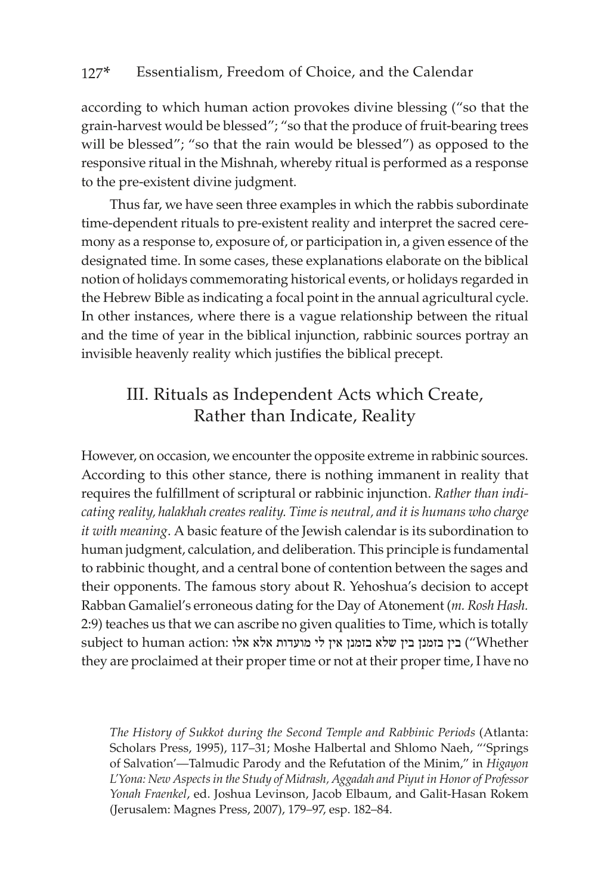according to which human action provokes divine blessing ("so that the grain-harvest would be blessed"; "so that the produce of fruit-bearing trees will be blessed"; "so that the rain would be blessed") as opposed to the responsive ritual in the Mishnah, whereby ritual is performed as a response to the pre-existent divine judgment.

Thus far, we have seen three examples in which the rabbis subordinate time-dependent rituals to pre-existent reality and interpret the sacred ceremony as a response to, exposure of, or participation in, a given essence of the designated time. In some cases, these explanations elaborate on the biblical notion of holidays commemorating historical events, or holidays regarded in the Hebrew Bible as indicating a focal point in the annual agricultural cycle. In other instances, where there is a vague relationship between the ritual and the time of year in the biblical injunction, rabbinic sources portray an invisible heavenly reality which justifies the biblical precept.

## III. Rituals as Independent Acts which Create, Rather than Indicate, Reality

However, on occasion, we encounter the opposite extreme in rabbinic sources. According to this other stance, there is nothing immanent in reality that requires the fulfillment of scriptural or rabbinic injunction. *Rather than indicating reality, halakhah creates reality. Time is neutral, and it is humans who charge it with meaning*. A basic feature of the Jewish calendar is its subordination to human judgment, calculation, and deliberation. This principle is fundamental to rabbinic thought, and a central bone of contention between the sages and their opponents. The famous story about R. Yehoshua's decision to accept Rabban Gamaliel's erroneous dating for the Day of Atonement (*m. Rosh Hash.* 2:9) teaches us that we can ascribe no given qualities to Time, which is totally subject to human action: בין בזמנן בין שלא בזמנן אין לי מועדות אלא אלו ("Whether they are proclaimed at their proper time or not at their proper time, I have no

*The History of Sukkot during the Second Temple and Rabbinic Periods* (Atlanta: Scholars Press, 1995), 117–31; Moshe Halbertal and Shlomo Naeh, "'Springs of Salvation'—Talmudic Parody and the Refutation of the Minim," in *Higayon L'Yona: New Aspects in the Study of Midrash, Aggadah and Piyut in Honor of Professor Yonah Fraenkel*, ed. Joshua Levinson, Jacob Elbaum, and Galit-Hasan Rokem (Jerusalem: Magnes Press, 2007), 179–97, esp. 182–84.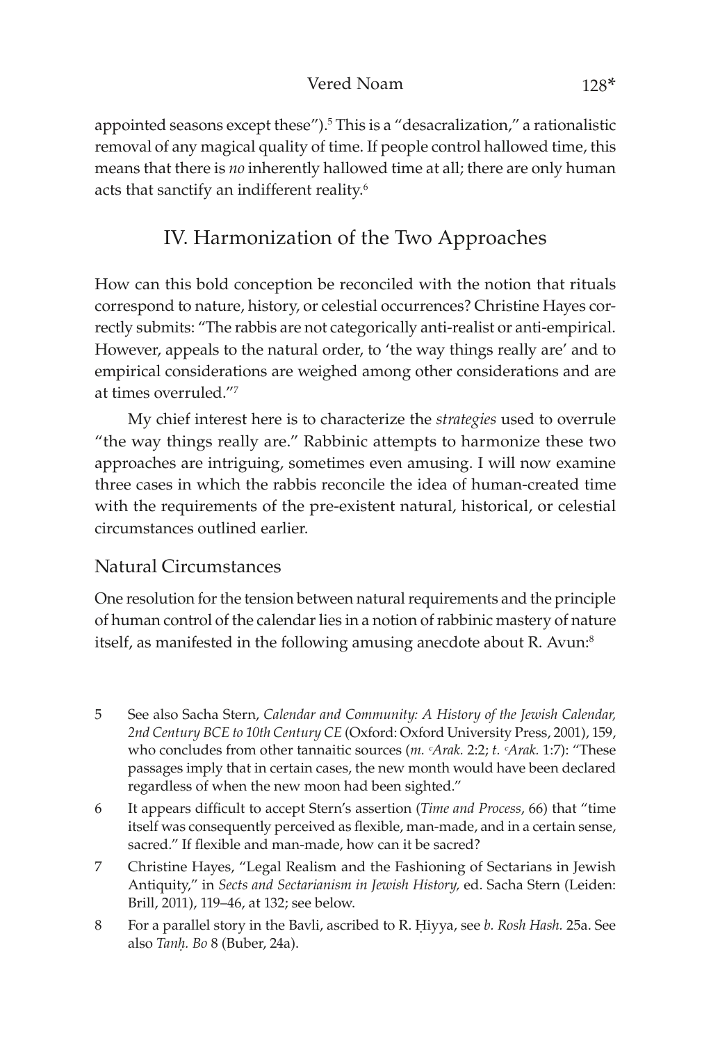appointed seasons except these").[5] This is a "desacralization," a rationalistic removal of any magical quality of time. If people control hallowed time, this means that there is *no* inherently hallowed time at all; there are only human acts that sanctify an indifferent reality.[6]

## IV. Harmonization of the Two Approaches

How can this bold conception be reconciled with the notion that rituals correspond to nature, history, or celestial occurrences? Christine Hayes correctly submits: "The rabbis are not categorically anti-realist or anti-empirical. However, appeals to the natural order, to 'the way things really are' and to empirical considerations are weighed among other considerations and are at times overruled."[7]

My chief interest here is to characterize the *strategies* used to overrule "the way things really are." Rabbinic attempts to harmonize these two approaches are intriguing, sometimes even amusing. I will now examine three cases in which the rabbis reconcile the idea of human-created time with the requirements of the pre-existent natural, historical, or celestial circumstances outlined earlier.

### Natural Circumstances

One resolution for the tension between natural requirements and the principle of human control of the calendar lies in a notion of rabbinic mastery of nature itself, as manifested in the following amusing anecdote about R. Avun:[8]

5 See also Sacha Stern, *Calendar and Community: A History of the Jewish Calendar, 2nd Century BCE to 10th Century CE* (Oxford: Oxford University Press, 2001), 159, who concludes from other tannaitic sources (*m. ʿArak.* 2:2; *t. ʿArak.* 1:7): "These passages imply that in certain cases, the new month would have been declared regardless of when the new moon had been sighted."

6 It appears difficult to accept Stern's assertion (*Time and Process*, 66) that "time itself was consequently perceived as flexible, man-made, and in a certain sense, sacred." If flexible and man-made, how can it be sacred?

7 Christine Hayes, "Legal Realism and the Fashioning of Sectarians in Jewish Antiquity," in *Sects and Sectarianism in Jewish History,* ed. Sacha Stern (Leiden: Brill, 2011), 119–46, at 132; see below.

8 For a parallel story in the Bavli, ascribed to R. Ḥiyya, see *b. Rosh Hash.* 25a. See also *Tanḥ. Bo* 8 (Buber, 24a).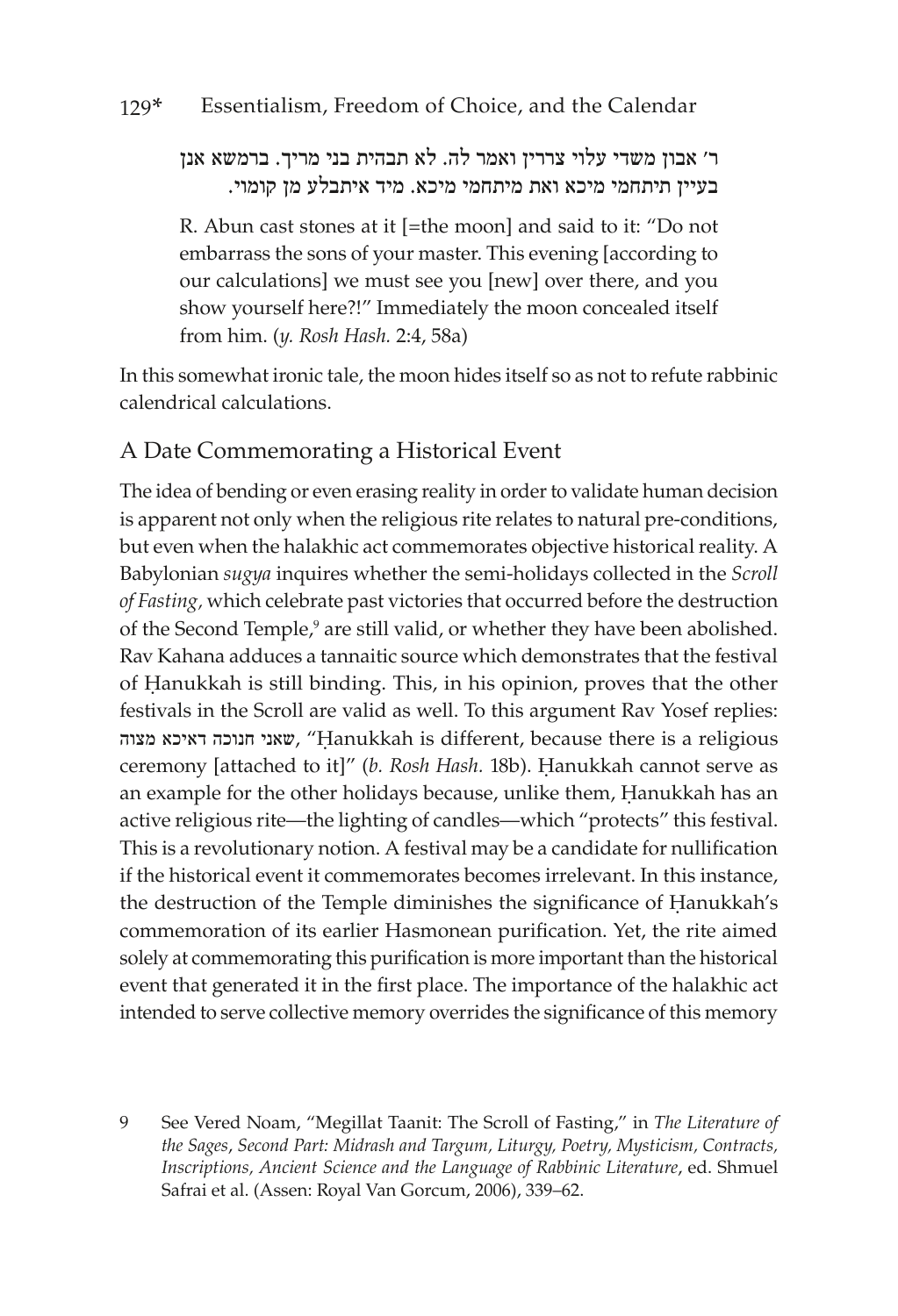ר׳ אבון משדי עלוי צררין ואמר לה. לא תבהית בני מריך. ברמשא אנן בעיין תיתחמי מיכא ואת מיתחמי מיכא. מיד איתבלע מן קומוי.

> R. Abun cast stones at it [=the moon] and said to it: "Do not embarrass the sons of your master. This evening [according to our calculations] we must see you [new] over there, and you show yourself here?!" Immediately the moon concealed itself from him. (*y. Rosh Hash.* 2:4, 58a)

In this somewhat ironic tale, the moon hides itself so as not to refute rabbinic calendrical calculations.

## A Date Commemorating a Historical Event

The idea of bending or even erasing reality in order to validate human decision is apparent not only when the religious rite relates to natural pre-conditions, but even when the halakhic act commemorates objective historical reality. A Babylonian *sugya* inquires whether the semi-holidays collected in the *Scroll of Fasting,* which celebrate past victories that occurred before the destruction of the Second Temple,[9] are still valid, or whether they have been abolished. Rav Kahana adduces a tannaitic source which demonstrates that the festival of Ḥanukkah is still binding. This, in his opinion, proves that the other festivals in the Scroll are valid as well. To this argument Rav Yosef replies: שאני חנוכה דאיכא מצוה, "Ḥanukkah is different, because there is a religious ceremony [attached to it]" (*b. Rosh Hash.* 18b). Ḥanukkah cannot serve as an example for the other holidays because, unlike them, Ḥanukkah has an active religious rite—the lighting of candles—which "protects" this festival. This is a revolutionary notion. A festival may be a candidate for nullification if the historical event it commemorates becomes irrelevant. In this instance, the destruction of the Temple diminishes the significance of Ḥanukkah's commemoration of its earlier Hasmonean purification. Yet, the rite aimed solely at commemorating this purification is more important than the historical event that generated it in the first place. The importance of the halakhic act intended to serve collective memory overrides the significance of this memory

9 See Vered Noam, "Megillat Taanit: The Scroll of Fasting," in *The Literature of the Sages*, *Second Part: Midrash and Targum, Liturgy, Poetry, Mysticism, Contracts, Inscriptions, Ancient Science and the Language of Rabbinic Literature*, ed. Shmuel Safrai et al. (Assen: Royal Van Gorcum, 2006), 339–62.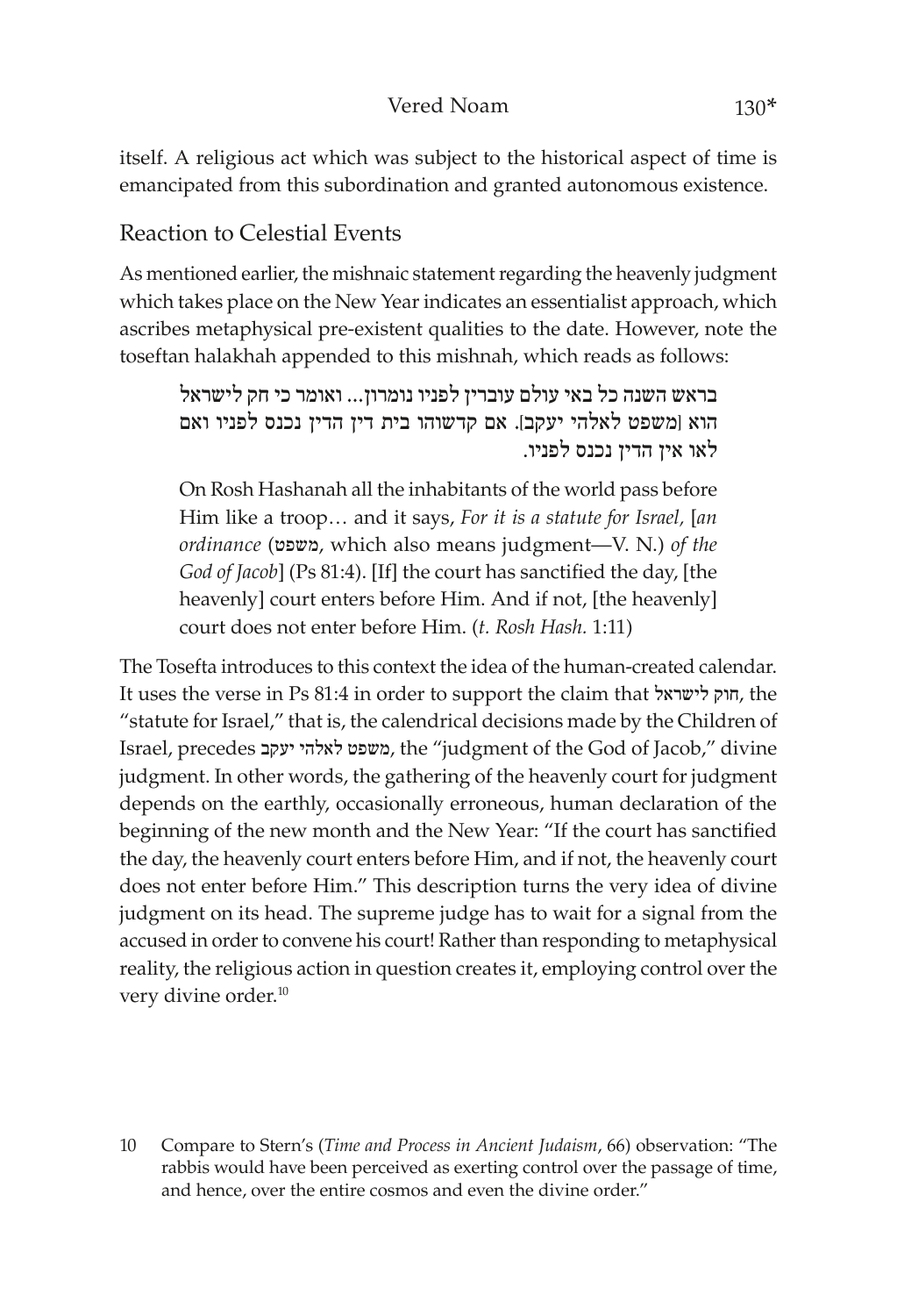itself. A religious act which was subject to the historical aspect of time is emancipated from this subordination and granted autonomous existence.

## Reaction to Celestial Events

As mentioned earlier, the mishnaic statement regarding the heavenly judgment which takes place on the New Year indicates an essentialist approach, which ascribes metaphysical pre-existent qualities to the date. However, note the toseftan halakhah appended to this mishnah, which reads as follows:

> בראש השנה כל באי עולם עוברין לפניו נומרון... ואומר כי חק לישראל הוא [משפט לאלהי יעקב]. אם קדשוהו בית דין הדין נכנס לפניו ואם לאו אין הדין נכנס לפניו.
>
> On Rosh Hashanah all the inhabitants of the world pass before Him like a troop… and it says, *For it is a statute for Israel,* [*an ordinance* (משפט, which also means judgment—V. N.) *of the God of Jacob*] (Ps 81:4). [If] the court has sanctified the day, [the heavenly] court enters before Him. And if not, [the heavenly] court does not enter before Him. (*t. Rosh Hash.* 1:11)

The Tosefta introduces to this context the idea of the human-created calendar. It uses the verse in Ps 81:4 in order to support the claim that חוק לישראל, the "statute for Israel," that is, the calendrical decisions made by the Children of Israel, precedes משפט לאלהי יעקב, the "judgment of the God of Jacob," divine judgment. In other words, the gathering of the heavenly court for judgment depends on the earthly, occasionally erroneous, human declaration of the beginning of the new month and the New Year: "If the court has sanctified the day, the heavenly court enters before Him, and if not, the heavenly court does not enter before Him." This description turns the very idea of divine judgment on its head. The supreme judge has to wait for a signal from the accused in order to convene his court! Rather than responding to metaphysical reality, the religious action in question creates it, employing control over the very divine order.[10]

10 Compare to Stern's (*Time and Process in Ancient Judaism*, 66) observation: "The rabbis would have been perceived as exerting control over the passage of time, and hence, over the entire cosmos and even the divine order."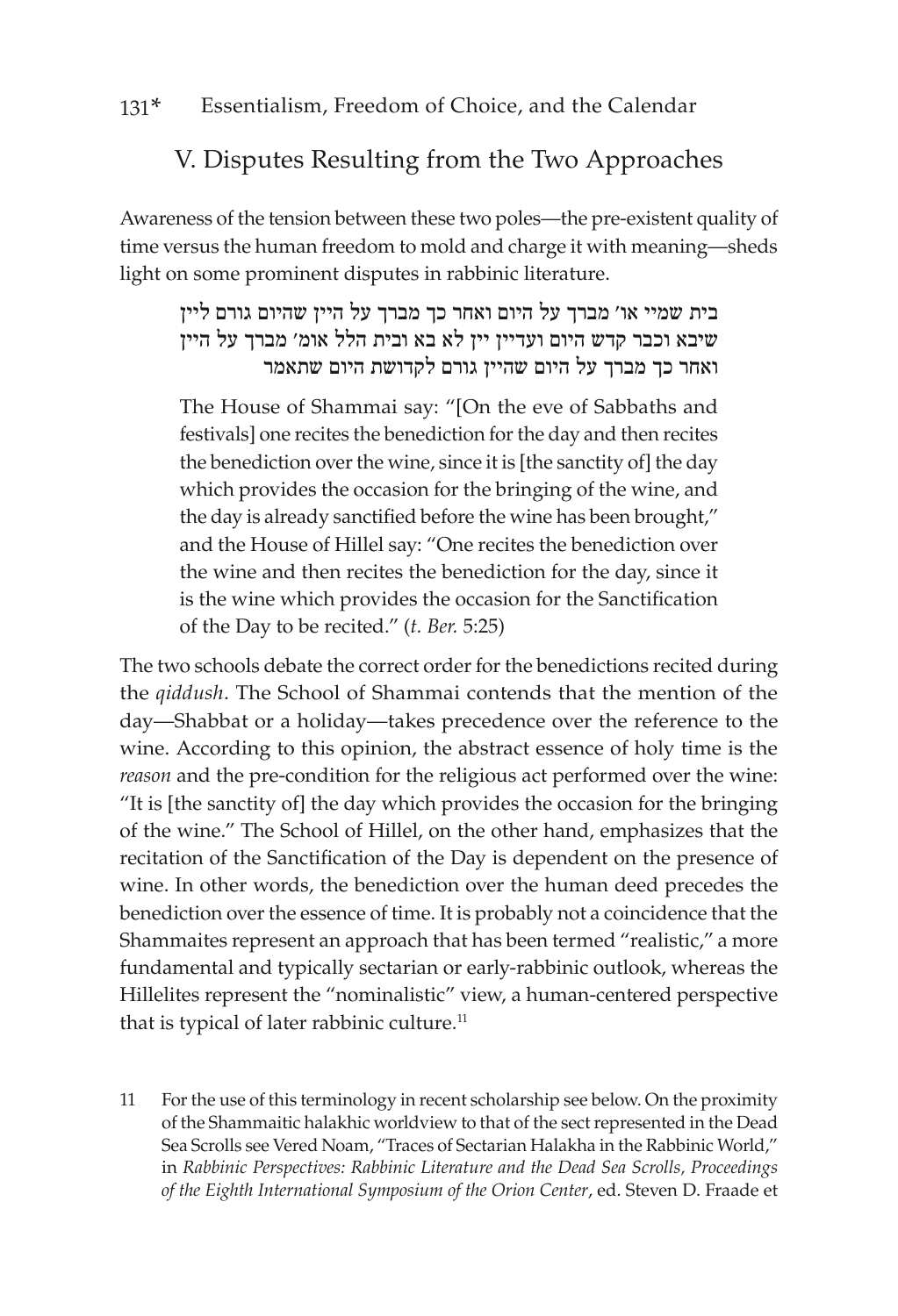## V. Disputes Resulting from the Two Approaches

Awareness of the tension between these two poles—the pre-existent quality of time versus the human freedom to mold and charge it with meaning—sheds light on some prominent disputes in rabbinic literature.

> בית שמיי או' מברך על היום ואחר כך מברך על היין שהיום גורם ליין שיבא וכבר קדש היום ועדיין יין לא בא ובית הלל אומ' מברך על היין ואחר כך מברך על היום שהיין גורם לקדושת היום שתאמר
>
> The House of Shammai say: "[On the eve of Sabbaths and festivals] one recites the benediction for the day and then recites the benediction over the wine, since it is [the sanctity of] the day which provides the occasion for the bringing of the wine, and the day is already sanctified before the wine has been brought," and the House of Hillel say: "One recites the benediction over the wine and then recites the benediction for the day, since it is the wine which provides the occasion for the Sanctification of the Day to be recited." (*t. Ber.* 5:25)

The two schools debate the correct order for the benedictions recited during the *qiddush*. The School of Shammai contends that the mention of the day—Shabbat or a holiday—takes precedence over the reference to the wine. According to this opinion, the abstract essence of holy time is the *reason* and the pre-condition for the religious act performed over the wine: "It is [the sanctity of] the day which provides the occasion for the bringing of the wine." The School of Hillel, on the other hand, emphasizes that the recitation of the Sanctification of the Day is dependent on the presence of wine. In other words, the benediction over the human deed precedes the benediction over the essence of time. It is probably not a coincidence that the Shammaites represent an approach that has been termed "realistic," a more fundamental and typically sectarian or early-rabbinic outlook, whereas the Hillelites represent the "nominalistic" view, a human-centered perspective that is typical of later rabbinic culture.[11]

11 For the use of this terminology in recent scholarship see below. On the proximity of the Shammaitic halakhic worldview to that of the sect represented in the Dead Sea Scrolls see Vered Noam, "Traces of Sectarian Halakha in the Rabbinic World," in *Rabbinic Perspectives: Rabbinic Literature and the Dead Sea Scrolls, Proceedings of the Eighth International Symposium of the Orion Center*, ed. Steven D. Fraade et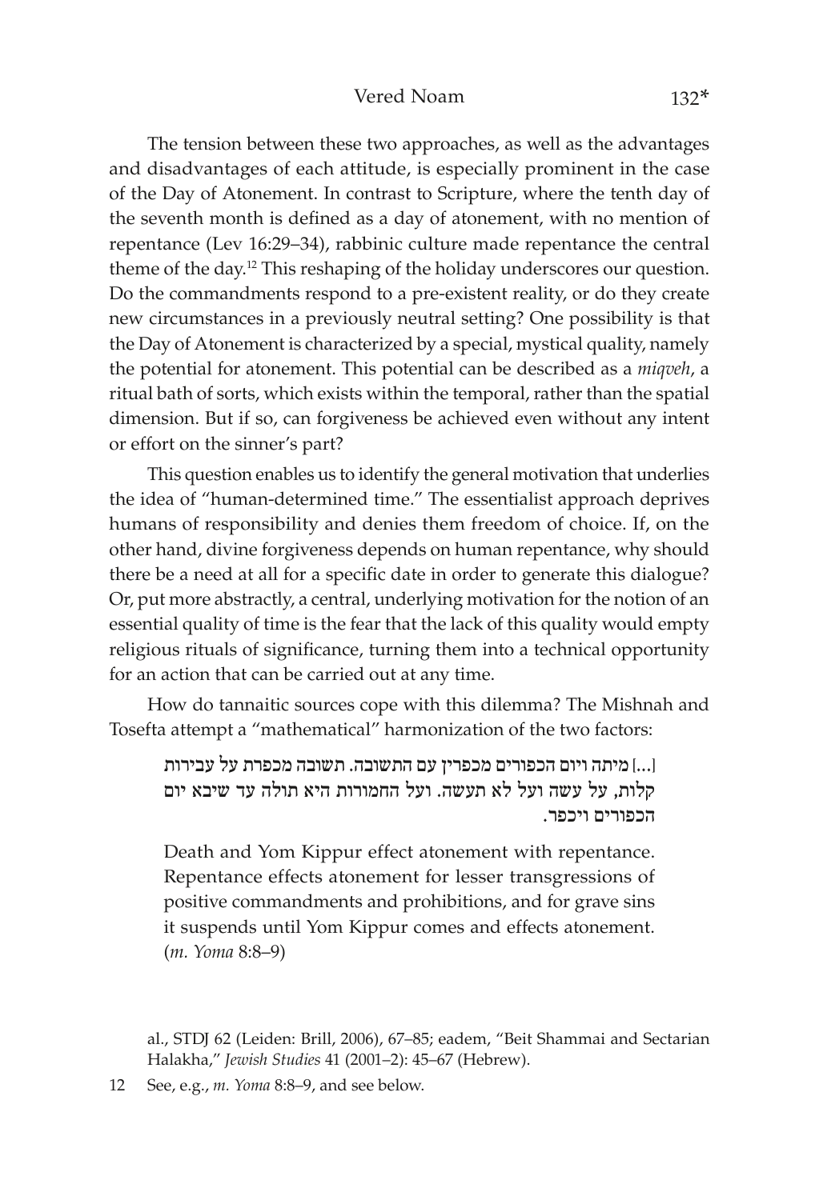The tension between these two approaches, as well as the advantages and disadvantages of each attitude, is especially prominent in the case of the Day of Atonement. In contrast to Scripture, where the tenth day of the seventh month is defined as a day of atonement, with no mention of repentance (Lev 16:29–34), rabbinic culture made repentance the central theme of the day.[12] This reshaping of the holiday underscores our question. Do the commandments respond to a pre-existent reality, or do they create new circumstances in a previously neutral setting? One possibility is that the Day of Atonement is characterized by a special, mystical quality, namely the potential for atonement. This potential can be described as a *miqveh*, a ritual bath of sorts, which exists within the temporal, rather than the spatial dimension. But if so, can forgiveness be achieved even without any intent or effort on the sinner's part?

This question enables us to identify the general motivation that underlies the idea of "human-determined time." The essentialist approach deprives humans of responsibility and denies them freedom of choice. If, on the other hand, divine forgiveness depends on human repentance, why should there be a need at all for a specific date in order to generate this dialogue? Or, put more abstractly, a central, underlying motivation for the notion of an essential quality of time is the fear that the lack of this quality would empty religious rituals of significance, turning them into a technical opportunity for an action that can be carried out at any time.

How do tannaitic sources cope with this dilemma? The Mishnah and Tosefta attempt a "mathematical" harmonization of the two factors:

> מיתה ויום הכפורים מכפרין עם התשובה. תשובה מכפרת על עבירות [...] קלות, על עשה ועל לא תעשה. ועל החמורות היא תולה עד שיבא יום הכפורים ויכפר.
>
> Death and Yom Kippur effect atonement with repentance. Repentance effects atonement for lesser transgressions of positive commandments and prohibitions, and for grave sins it suspends until Yom Kippur comes and effects atonement. (*m. Yoma* 8:8–9)

al., STDJ 62 (Leiden: Brill, 2006), 67–85; eadem, "Beit Shammai and Sectarian Halakha," *Jewish Studies* 41 (2001–2): 45–67 (Hebrew).

12 See, e.g., *m. Yoma* 8:8–9, and see below.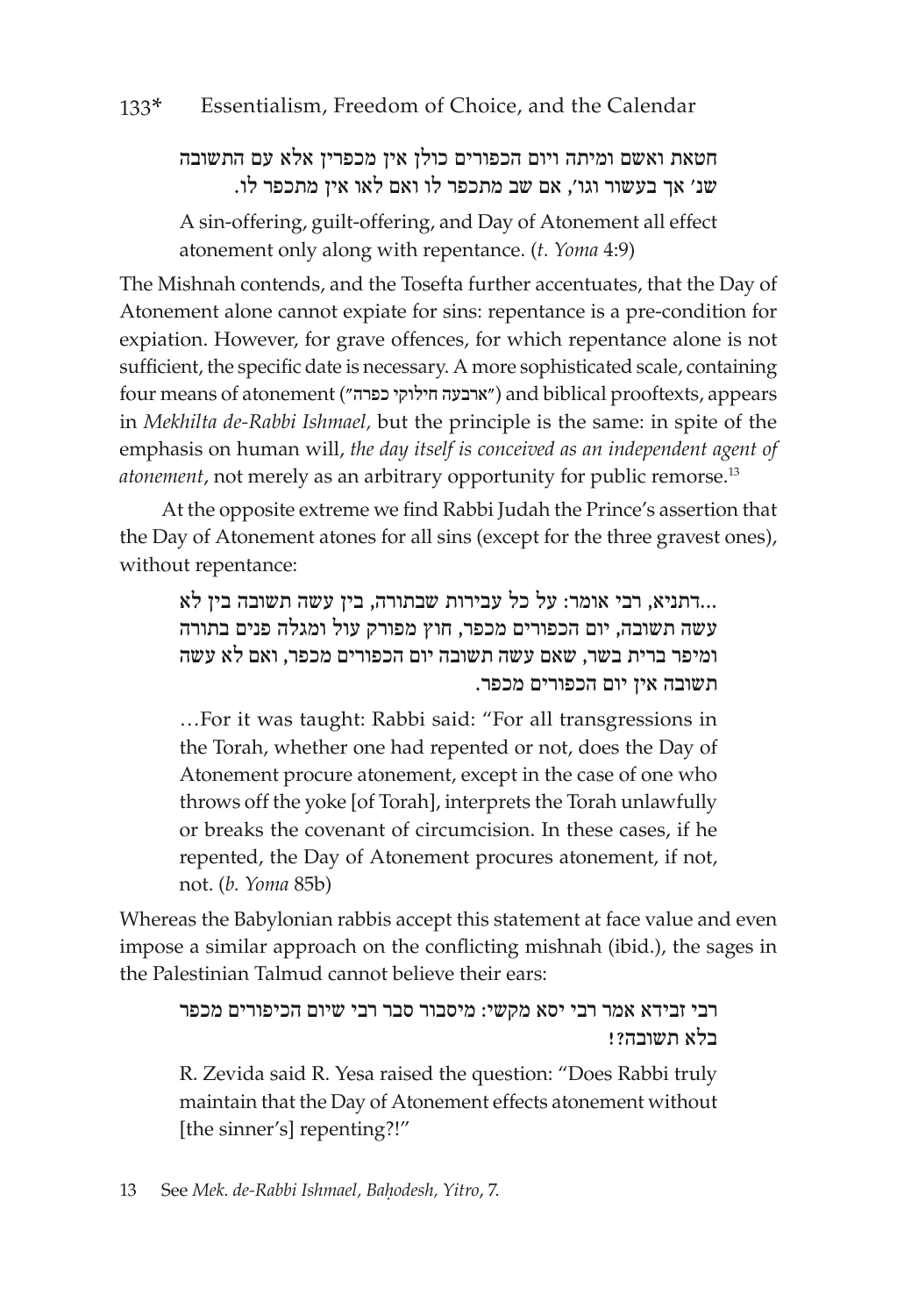חטאת ואשם ומיתה ויום הכפורים כולן אין מכפרין אלא עם התשובה שנ' אך בעשור וגו', אם שב מתכפר לו ואם לאו אין מתכפר לו.

A sin-offering, guilt-offering, and Day of Atonement all effect atonement only along with repentance. (*t. Yoma* 4:9)

The Mishnah contends, and the Tosefta further accentuates, that the Day of Atonement alone cannot expiate for sins: repentance is a pre-condition for expiation. However, for grave offences, for which repentance alone is not sufficient, the specific date is necessary. A more sophisticated scale, containing four means of atonement ("ארבעה חילוקי כפרה") and biblical prooftexts, appears in *Mekhilta de-Rabbi Ishmael,* but the principle is the same: in spite of the emphasis on human will, *the day itself is conceived as an independent agent of atonement*, not merely as an arbitrary opportunity for public remorse.[13]

At the opposite extreme we find Rabbi Judah the Prince's assertion that the Day of Atonement atones for all sins (except for the three gravest ones), without repentance:

...דתניא, רבי אומר: על כל עבירות שבתורה, בין עשה תשובה בין לא עשה תשובה, יום הכפורים מכפר, חוץ מפורק עול ומגלה פנים בתורה ומיפר ברית בשר, שאם עשה תשובה יום הכפורים מכפר, ואם לא עשה תשובה אין יום הכפורים מכפר.

…For it was taught: Rabbi said: "For all transgressions in the Torah, whether one had repented or not, does the Day of Atonement procure atonement, except in the case of one who throws off the yoke [of Torah], interprets the Torah unlawfully or breaks the covenant of circumcision. In these cases, if he repented, the Day of Atonement procures atonement, if not, not. (*b. Yoma* 85b)

Whereas the Babylonian rabbis accept this statement at face value and even impose a similar approach on the conflicting mishnah (ibid.), the sages in the Palestinian Talmud cannot believe their ears:

רבי זבידא אמר רבי יסא מקשי: מיסבור סבר רבי שיום הכיפורים מכפר בלא תשובה?!

R. Zevida said R. Yesa raised the question: "Does Rabbi truly maintain that the Day of Atonement effects atonement without [the sinner's] repenting?!"

13 See *Mek. de-Rabbi Ishmael, Baḥodesh, Yitro*, 7.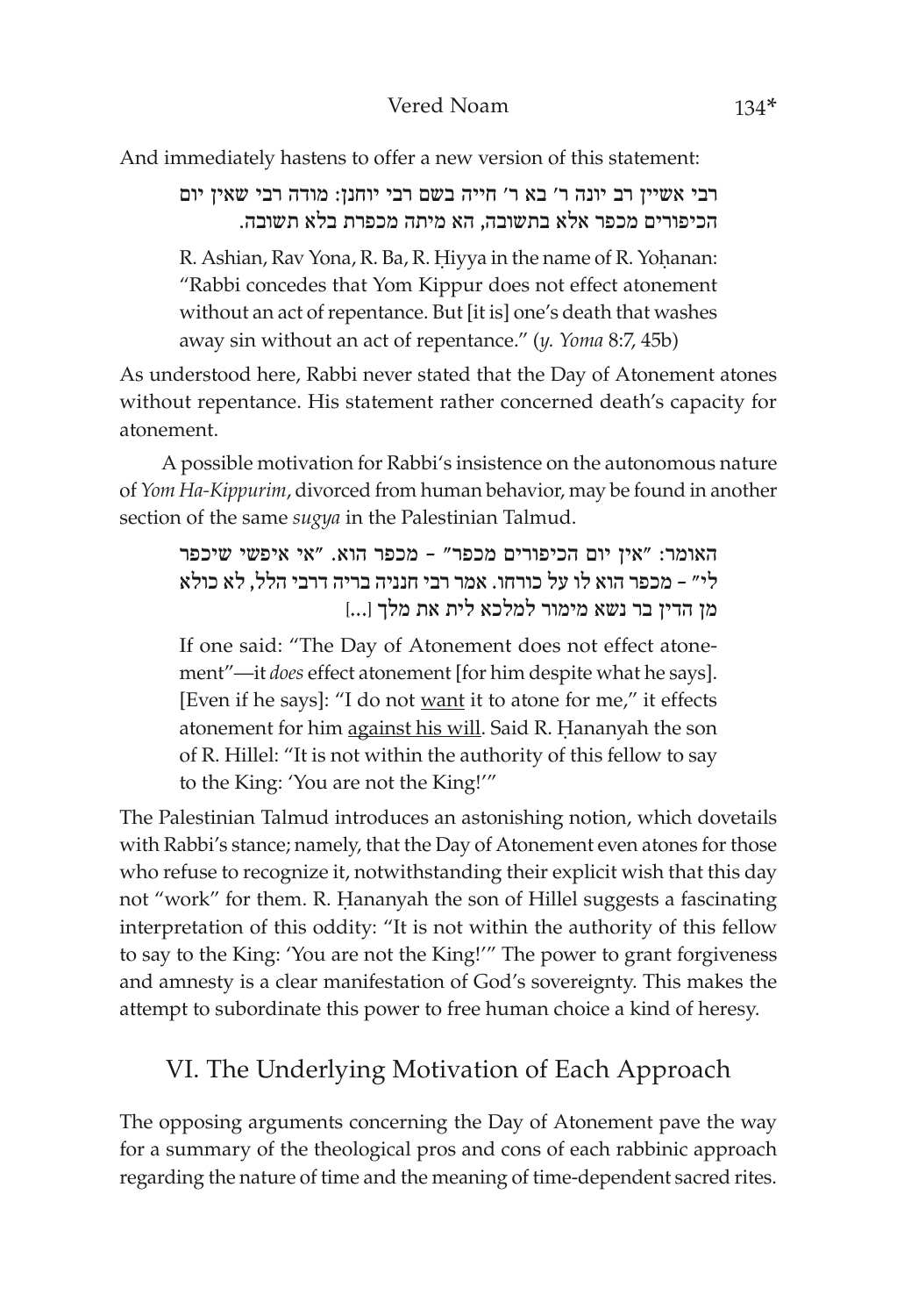And immediately hastens to offer a new version of this statement:

> רבי אשיין רב יונה ר' בא ר' חייה בשם רבי יוחנן: מודה רבי שאין יום הכיפורים מכפר אלא בתשובה, הא מיתה מכפרת בלא תשובה.
>
> R. Ashian, Rav Yona, R. Ba, R. Ḥiyya in the name of R. Yoḥanan: "Rabbi concedes that Yom Kippur does not effect atonement without an act of repentance. But [it is] one's death that washes away sin without an act of repentance." (*y. Yoma* 8:7, 45b)

As understood here, Rabbi never stated that the Day of Atonement atones without repentance. His statement rather concerned death's capacity for atonement.

A possible motivation for Rabbi's insistence on the autonomous nature of *Yom Ha-Kippurim*, divorced from human behavior, may be found in another section of the same *sugya* in the Palestinian Talmud.

> האומר: "אין יום הכיפורים מכפר" - מכפר הוא. "אי איפשי שיכפר לי" - מכפר הוא לו על כורחו. אמר רבי חנניה בריה דרבי הלל, לא כולא מן הדין בר נשא מימור למלכא לית את מלך [...]
>
> If one said: "The Day of Atonement does not effect atonement"—it *does* effect atonement [for him despite what he says]. [Even if he says]: "I do not <u>want</u> it to atone for me," it effects atonement for him <u>against his will</u>. Said R. Ḥananyah the son of R. Hillel: "It is not within the authority of this fellow to say to the King: 'You are not the King!'"

The Palestinian Talmud introduces an astonishing notion, which dovetails with Rabbi's stance; namely, that the Day of Atonement even atones for those who refuse to recognize it, notwithstanding their explicit wish that this day not "work" for them. R. Ḥananyah the son of Hillel suggests a fascinating interpretation of this oddity: "It is not within the authority of this fellow to say to the King: 'You are not the King!'" The power to grant forgiveness and amnesty is a clear manifestation of God's sovereignty. This makes the attempt to subordinate this power to free human choice a kind of heresy.

## VI. The Underlying Motivation of Each Approach

The opposing arguments concerning the Day of Atonement pave the way for a summary of the theological pros and cons of each rabbinic approach regarding the nature of time and the meaning of time-dependent sacred rites.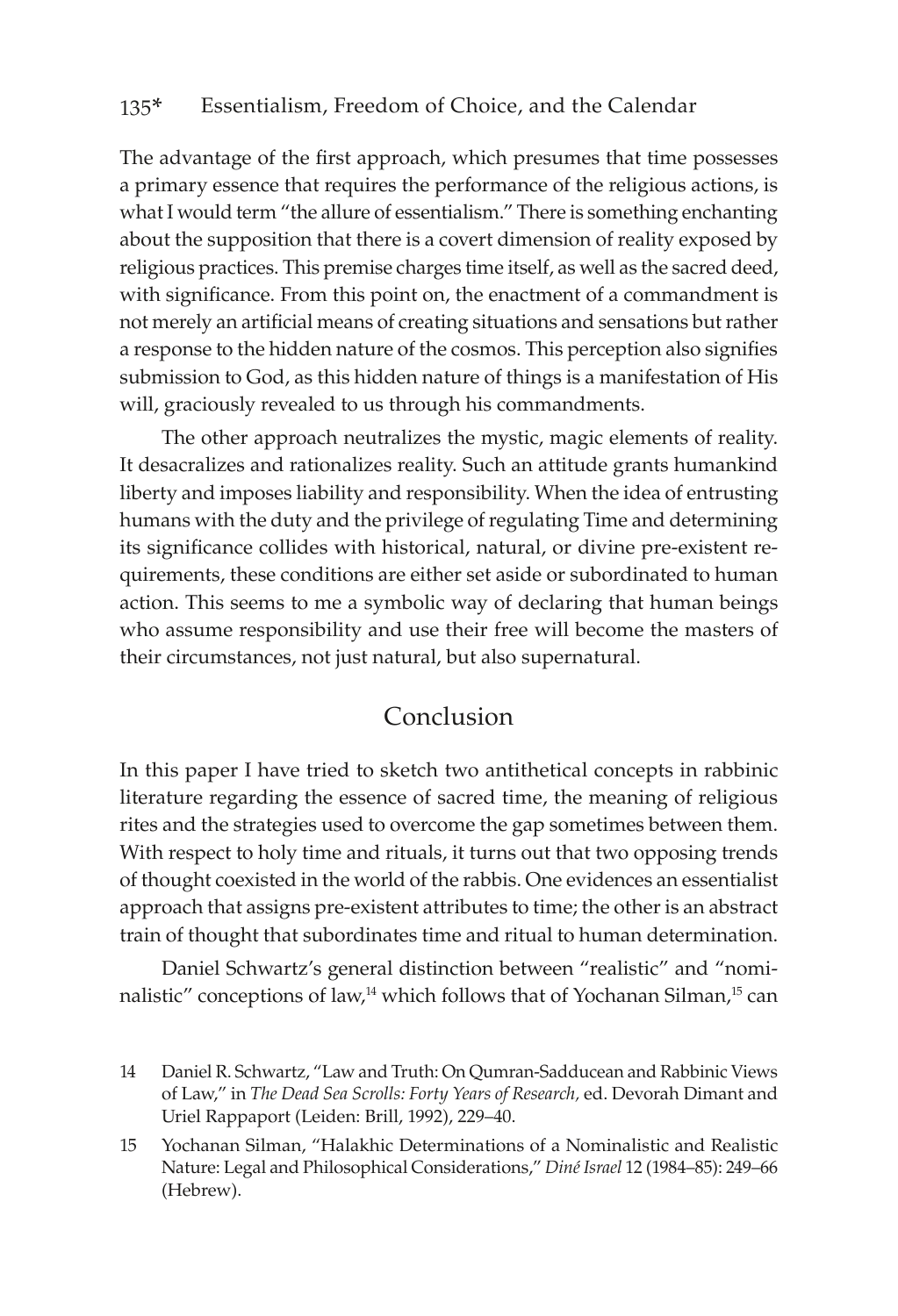The advantage of the first approach, which presumes that time possesses a primary essence that requires the performance of the religious actions, is what I would term "the allure of essentialism." There is something enchanting about the supposition that there is a covert dimension of reality exposed by religious practices. This premise charges time itself, as well as the sacred deed, with significance. From this point on, the enactment of a commandment is not merely an artificial means of creating situations and sensations but rather a response to the hidden nature of the cosmos. This perception also signifies submission to God, as this hidden nature of things is a manifestation of His will, graciously revealed to us through his commandments.

The other approach neutralizes the mystic, magic elements of reality. It desacralizes and rationalizes reality. Such an attitude grants humankind liberty and imposes liability and responsibility. When the idea of entrusting humans with the duty and the privilege of regulating Time and determining its significance collides with historical, natural, or divine pre-existent requirements, these conditions are either set aside or subordinated to human action. This seems to me a symbolic way of declaring that human beings who assume responsibility and use their free will become the masters of their circumstances, not just natural, but also supernatural.

## Conclusion

In this paper I have tried to sketch two antithetical concepts in rabbinic literature regarding the essence of sacred time, the meaning of religious rites and the strategies used to overcome the gap sometimes between them. With respect to holy time and rituals, it turns out that two opposing trends of thought coexisted in the world of the rabbis. One evidences an essentialist approach that assigns pre-existent attributes to time; the other is an abstract train of thought that subordinates time and ritual to human determination.

Daniel Schwartz's general distinction between "realistic" and "nominalistic" conceptions of law,[14] which follows that of Yochanan Silman,[15] can

14 Daniel R. Schwartz, "Law and Truth: On Qumran-Sadducean and Rabbinic Views of Law," in *The Dead Sea Scrolls: Forty Years of Research,* ed. Devorah Dimant and Uriel Rappaport (Leiden: Brill, 1992), 229–40.

15 Yochanan Silman, "Halakhic Determinations of a Nominalistic and Realistic Nature: Legal and Philosophical Considerations," *Diné Israel* 12 (1984–85): 249–66 (Hebrew).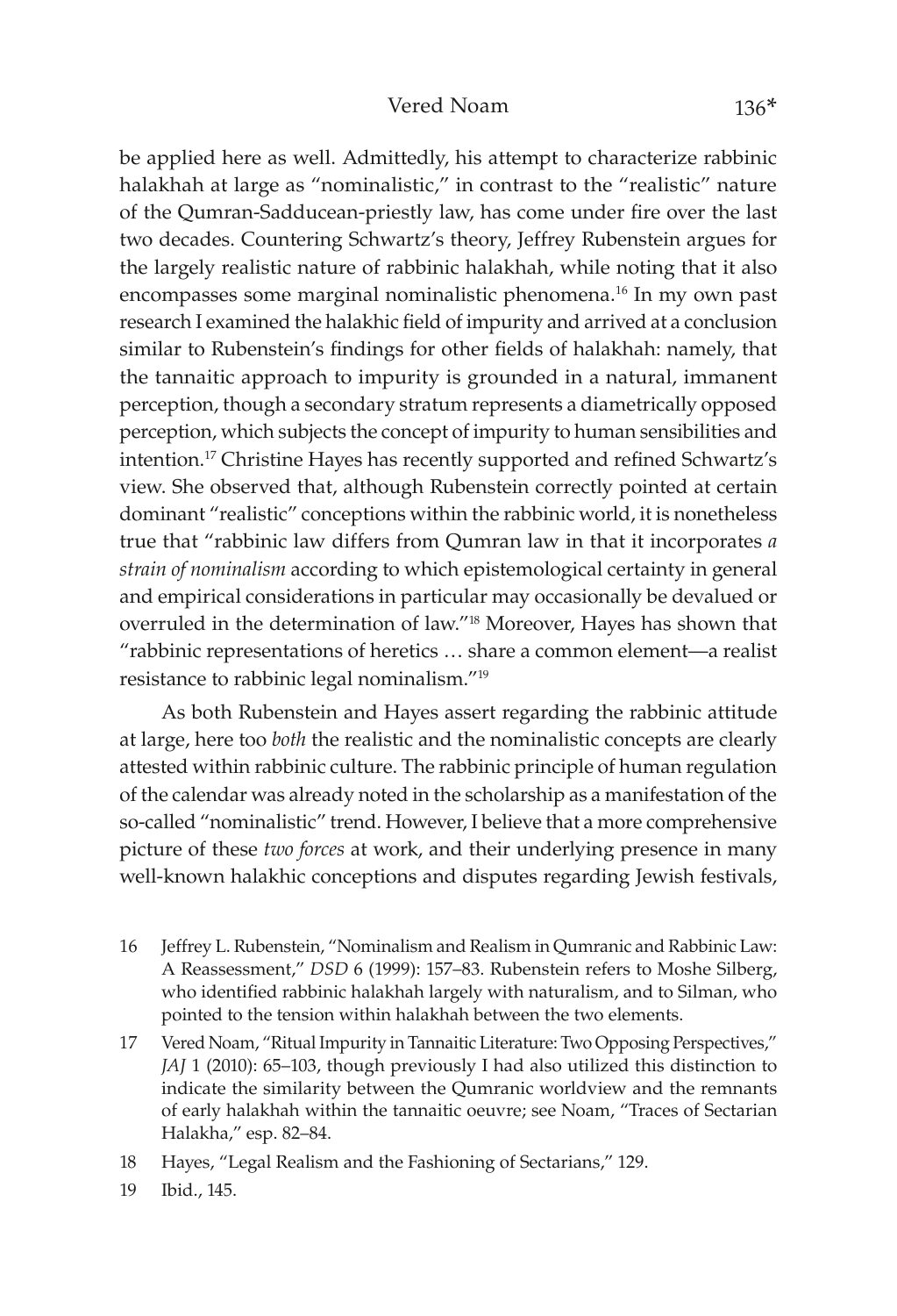be applied here as well. Admittedly, his attempt to characterize rabbinic halakhah at large as "nominalistic," in contrast to the "realistic" nature of the Qumran-Sadducean-priestly law, has come under fire over the last two decades. Countering Schwartz's theory, Jeffrey Rubenstein argues for the largely realistic nature of rabbinic halakhah, while noting that it also encompasses some marginal nominalistic phenomena.[16] In my own past research I examined the halakhic field of impurity and arrived at a conclusion similar to Rubenstein's findings for other fields of halakhah: namely, that the tannaitic approach to impurity is grounded in a natural, immanent perception, though a secondary stratum represents a diametrically opposed perception, which subjects the concept of impurity to human sensibilities and intention.[17] Christine Hayes has recently supported and refined Schwartz's view. She observed that, although Rubenstein correctly pointed at certain dominant "realistic" conceptions within the rabbinic world, it is nonetheless true that "rabbinic law differs from Qumran law in that it incorporates *a strain of nominalism* according to which epistemological certainty in general and empirical considerations in particular may occasionally be devalued or overruled in the determination of law."[18] Moreover, Hayes has shown that "rabbinic representations of heretics … share a common element—a realist resistance to rabbinic legal nominalism."[19]

As both Rubenstein and Hayes assert regarding the rabbinic attitude at large, here too *both* the realistic and the nominalistic concepts are clearly attested within rabbinic culture. The rabbinic principle of human regulation of the calendar was already noted in the scholarship as a manifestation of the so-called "nominalistic" trend. However, I believe that a more comprehensive picture of these *two forces* at work, and their underlying presence in many well-known halakhic conceptions and disputes regarding Jewish festivals,

16 Jeffrey L. Rubenstein, "Nominalism and Realism in Qumranic and Rabbinic Law: A Reassessment," *DSD* 6 (1999): 157–83. Rubenstein refers to Moshe Silberg, who identified rabbinic halakhah largely with naturalism, and to Silman, who pointed to the tension within halakhah between the two elements.

17 Vered Noam, "Ritual Impurity in Tannaitic Literature: Two Opposing Perspectives," *JAJ* 1 (2010): 65–103, though previously I had also utilized this distinction to indicate the similarity between the Qumranic worldview and the remnants of early halakhah within the tannaitic oeuvre; see Noam, "Traces of Sectarian Halakha," esp. 82–84.

18 Hayes, "Legal Realism and the Fashioning of Sectarians," 129.

19 Ibid., 145.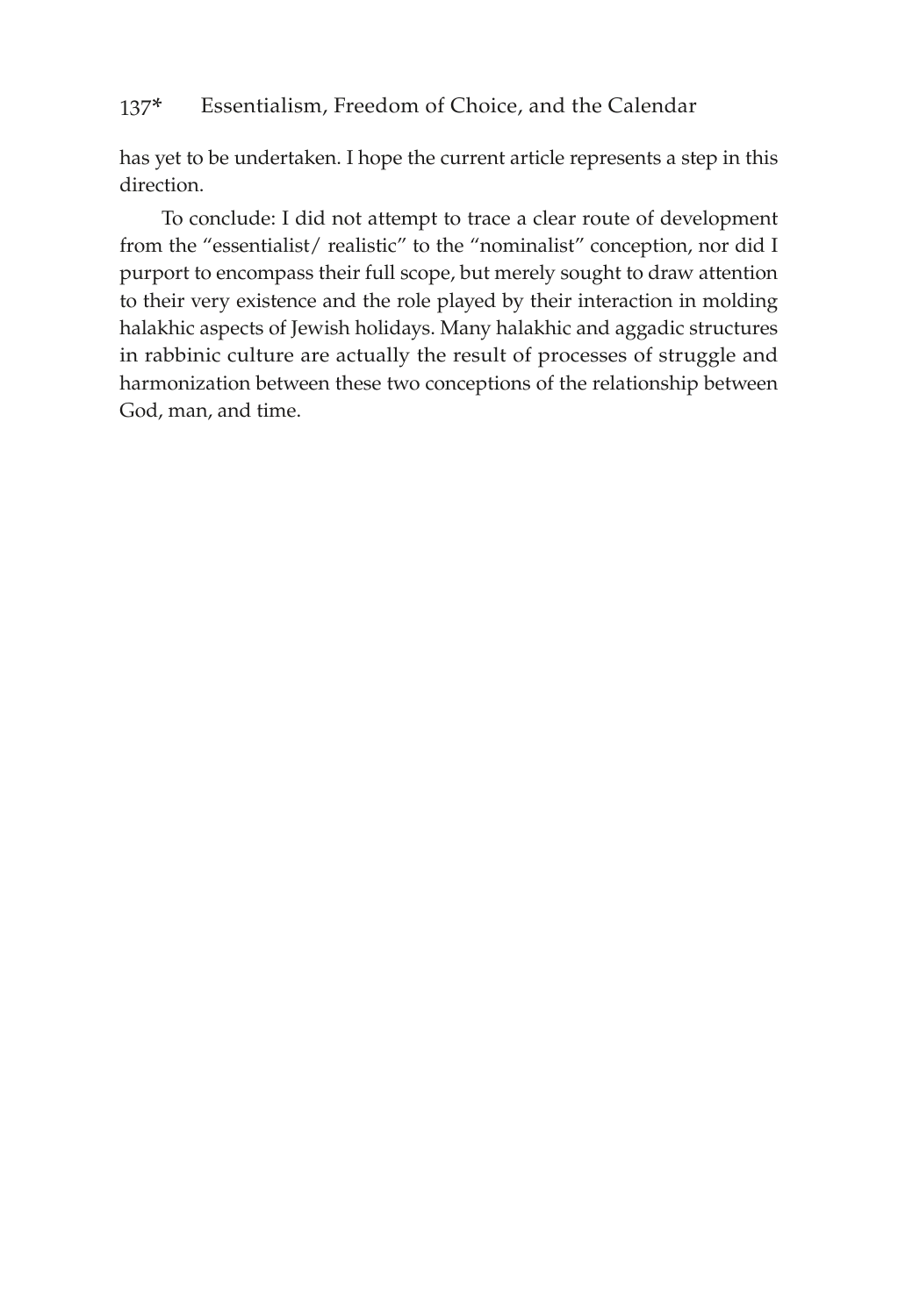has yet to be undertaken. I hope the current article represents a step in this direction.

To conclude: I did not attempt to trace a clear route of development from the "essentialist/ realistic" to the "nominalist" conception, nor did I purport to encompass their full scope, but merely sought to draw attention to their very existence and the role played by their interaction in molding halakhic aspects of Jewish holidays. Many halakhic and aggadic structures in rabbinic culture are actually the result of processes of struggle and harmonization between these two conceptions of the relationship between God, man, and time.